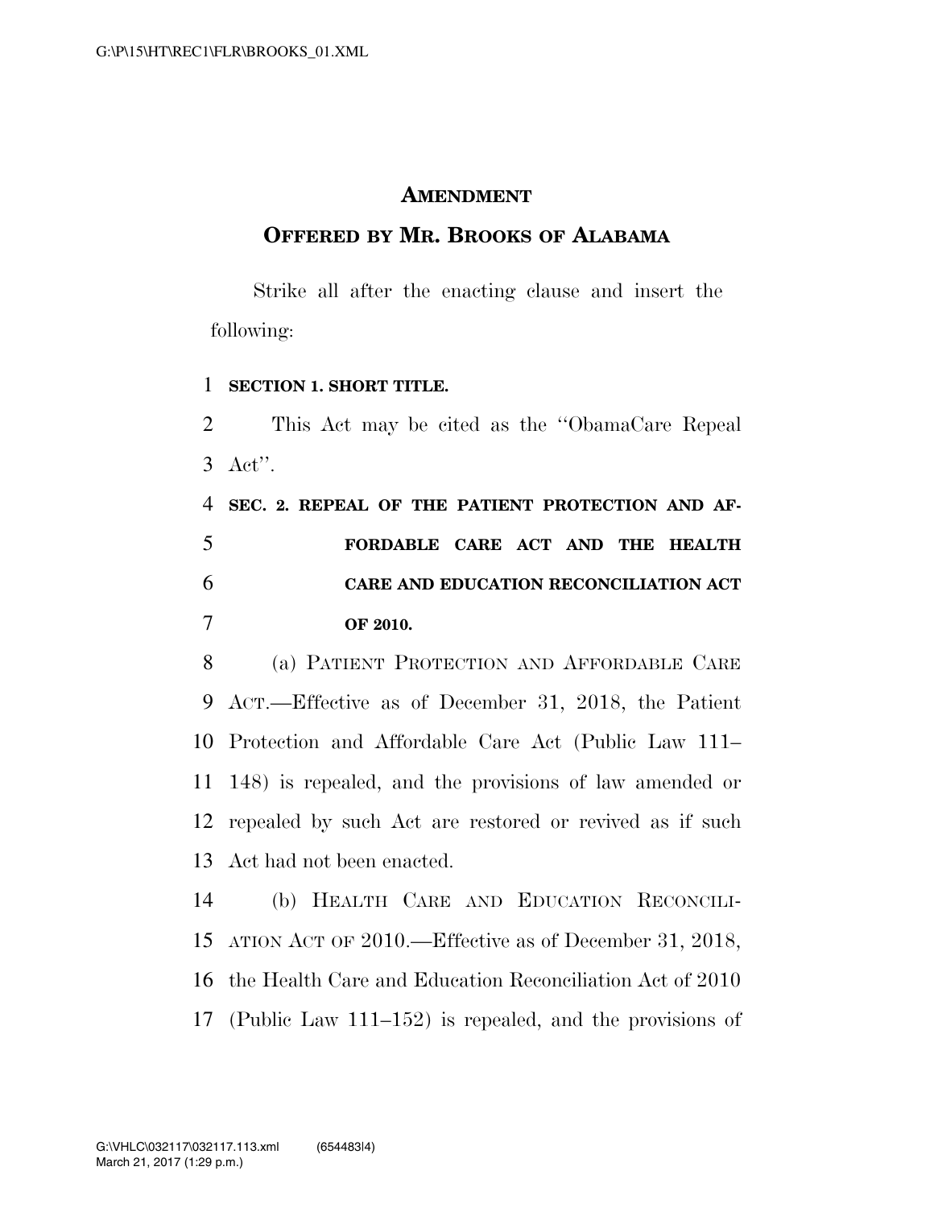## AMENDMENT

## OFFERED BY MR. BROOKS OF ALABAMA

Strike all after the enacting clause and insert the following:

**SECTION 1. SHORT TITLE.**

This Act may be cited as the "ObamaCare Repeal Act".

**SEC. 2. REPEAL OF THE PATIENT PROTECTION AND AFFORDABLE CARE ACT AND THE HEALTH CARE AND EDUCATION RECONCILIATION ACT OF 2010.**

(a) PATIENT PROTECTION AND AFFORDABLE CARE ACT.—Effective as of December 31, 2018, the Patient Protection and Affordable Care Act (Public Law 111–148) is repealed, and the provisions of law amended or repealed by such Act are restored or revived as if such Act had not been enacted.

(b) HEALTH CARE AND EDUCATION RECONCILIATION ACT OF 2010.—Effective as of December 31, 2018, the Health Care and Education Reconciliation Act of 2010 (Public Law 111–152) is repealed, and the provisions of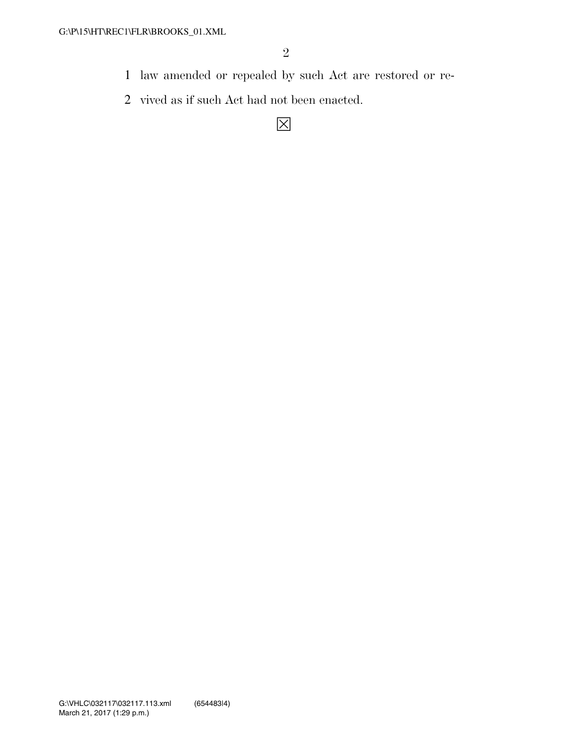law amended or repealed by such Act are restored or revived as if such Act had not been enacted.